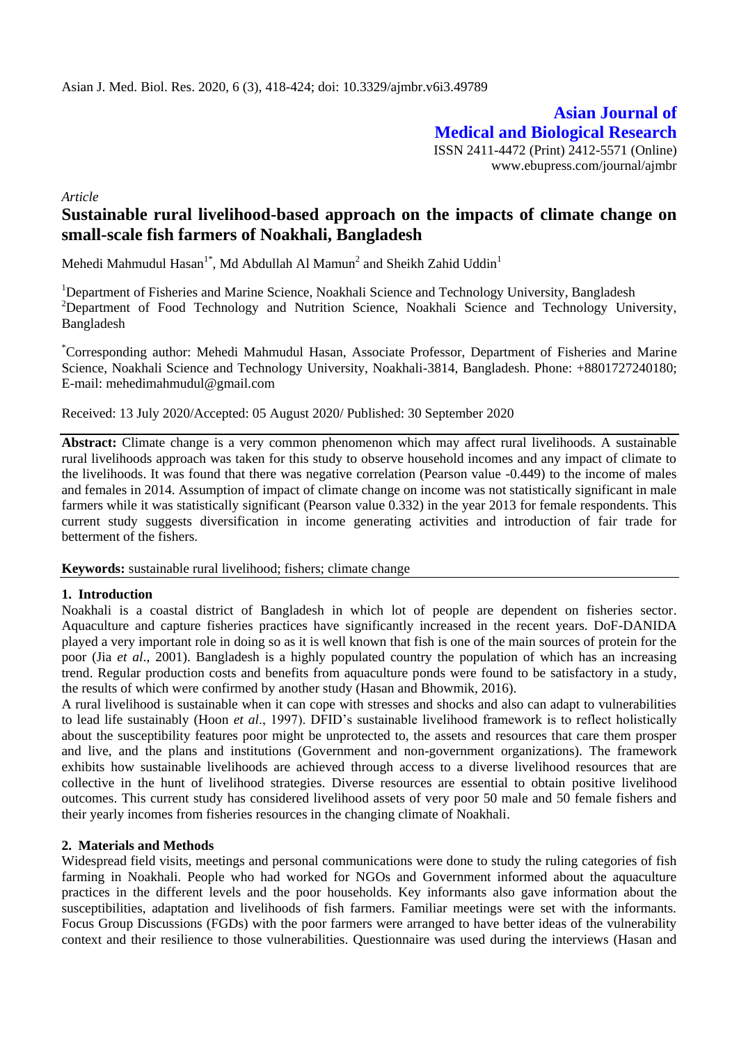# Asian Journal of Medical and Biological Research

ISSN 2411-4472 (Print) 2412-5571 (Online)
www.ebupress.com/journal/ajmbr

*Article*

## Sustainable rural livelihood-based approach on the impacts of climate change on small-scale fish farmers of Noakhali, Bangladesh

Mehedi Mahmudul Hasan[1*], Md Abdullah Al Mamun[2] and Sheikh Zahid Uddin[1]

[1]Department of Fisheries and Marine Science, Noakhali Science and Technology University, Bangladesh
[2]Department of Food Technology and Nutrition Science, Noakhali Science and Technology University, Bangladesh

[*]Corresponding author: Mehedi Mahmudul Hasan, Associate Professor, Department of Fisheries and Marine Science, Noakhali Science and Technology University, Noakhali-3814, Bangladesh. Phone: +8801727240180; E-mail: mehedimahmudul@gmail.com

Received: 13 July 2020/Accepted: 05 August 2020/ Published: 30 September 2020

**Abstract:** Climate change is a very common phenomenon which may affect rural livelihoods. A sustainable rural livelihoods approach was taken for this study to observe household incomes and any impact of climate to the livelihoods. It was found that there was negative correlation (Pearson value -0.449) to the income of males and females in 2014. Assumption of impact of climate change on income was not statistically significant in male farmers while it was statistically significant (Pearson value 0.332) in the year 2013 for female respondents. This current study suggests diversification in income generating activities and introduction of fair trade for betterment of the fishers.

**Keywords:** sustainable rural livelihood; fishers; climate change

### 1. Introduction

Noakhali is a coastal district of Bangladesh in which lot of people are dependent on fisheries sector. Aquaculture and capture fisheries practices have significantly increased in the recent years. DoF-DANIDA played a very important role in doing so as it is well known that fish is one of the main sources of protein for the poor (Jia *et al*., 2001). Bangladesh is a highly populated country the population of which has an increasing trend. Regular production costs and benefits from aquaculture ponds were found to be satisfactory in a study, the results of which were confirmed by another study (Hasan and Bhowmik, 2016).

A rural livelihood is sustainable when it can cope with stresses and shocks and also can adapt to vulnerabilities to lead life sustainably (Hoon *et al*., 1997). DFID's sustainable livelihood framework is to reflect holistically about the susceptibility features poor might be unprotected to, the assets and resources that care them prosper and live, and the plans and institutions (Government and non-government organizations). The framework exhibits how sustainable livelihoods are achieved through access to a diverse livelihood resources that are collective in the hunt of livelihood strategies. Diverse resources are essential to obtain positive livelihood outcomes. This current study has considered livelihood assets of very poor 50 male and 50 female fishers and their yearly incomes from fisheries resources in the changing climate of Noakhali.

### 2. Materials and Methods

Widespread field visits, meetings and personal communications were done to study the ruling categories of fish farming in Noakhali. People who had worked for NGOs and Government informed about the aquaculture practices in the different levels and the poor households. Key informants also gave information about the susceptibilities, adaptation and livelihoods of fish farmers. Familiar meetings were set with the informants. Focus Group Discussions (FGDs) with the poor farmers were arranged to have better ideas of the vulnerability context and their resilience to those vulnerabilities. Questionnaire was used during the interviews (Hasan and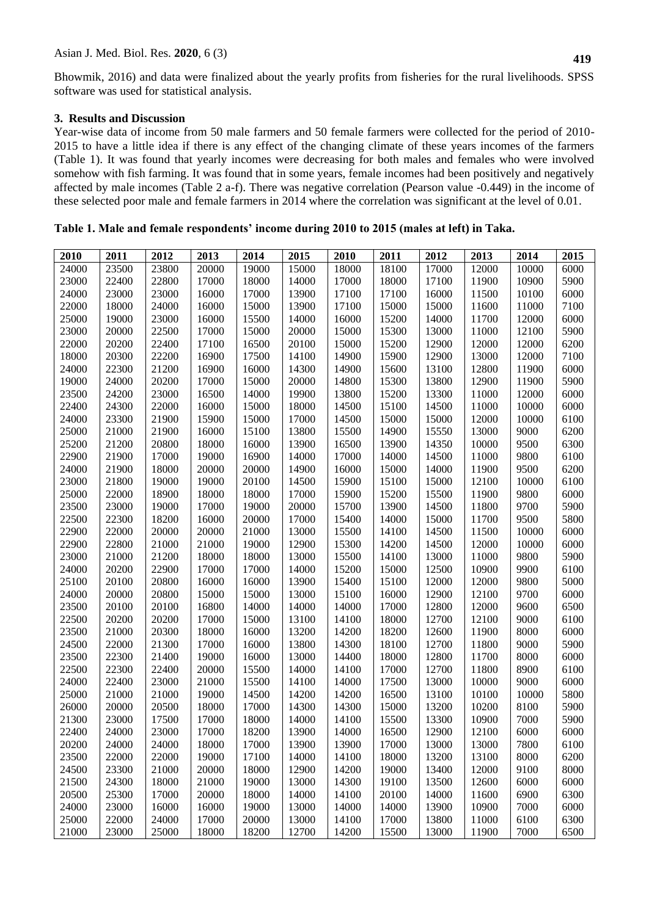Bhowmik, 2016) and data were finalized about the yearly profits from fisheries for the rural livelihoods. SPSS software was used for statistical analysis.

## 3. Results and Discussion

Year-wise data of income from 50 male farmers and 50 female farmers were collected for the period of 2010-2015 to have a little idea if there is any effect of the changing climate of these years incomes of the farmers (Table 1). It was found that yearly incomes were decreasing for both males and females who were involved somehow with fish farming. It was found that in some years, female incomes had been positively and negatively affected by male incomes (Table 2 a-f). There was negative correlation (Pearson value -0.449) in the income of these selected poor male and female farmers in 2014 where the correlation was significant at the level of 0.01.

**Table 1. Male and female respondents' income during 2010 to 2015 (males at left) in Taka.**

| 2010 | 2011 | 2012 | 2013 | 2014 | 2015 | 2010 | 2011 | 2012 | 2013 | 2014 | 2015 |
|---|---|---|---|---|---|---|---|---|---|---|---|
| 24000 | 23500 | 23800 | 20000 | 19000 | 15000 | 18000 | 18100 | 17000 | 12000 | 10000 | 6000 |
| 23000 | 22400 | 22800 | 17000 | 18000 | 14000 | 17000 | 18000 | 17100 | 11900 | 10900 | 5900 |
| 24000 | 23000 | 23000 | 16000 | 17000 | 13900 | 17100 | 17100 | 16000 | 11500 | 10100 | 6000 |
| 22000 | 18000 | 24000 | 16000 | 15000 | 13900 | 17100 | 15000 | 15000 | 11600 | 11000 | 7100 |
| 25000 | 19000 | 23000 | 16000 | 15500 | 14000 | 16000 | 15200 | 14000 | 11700 | 12000 | 6000 |
| 23000 | 20000 | 22500 | 17000 | 15000 | 20000 | 15000 | 15300 | 13000 | 11000 | 12100 | 5900 |
| 22000 | 20200 | 22400 | 17100 | 16500 | 20100 | 15000 | 15200 | 12900 | 12000 | 12000 | 6200 |
| 18000 | 20300 | 22200 | 16900 | 17500 | 14100 | 14900 | 15900 | 12900 | 13000 | 12000 | 7100 |
| 24000 | 22300 | 21200 | 16900 | 16000 | 14300 | 14900 | 15600 | 13100 | 12800 | 11900 | 6000 |
| 19000 | 24000 | 20200 | 17000 | 15000 | 20000 | 14800 | 15300 | 13800 | 12900 | 11900 | 5900 |
| 23500 | 24200 | 23000 | 16500 | 14000 | 19900 | 13800 | 15200 | 13300 | 11000 | 12000 | 6000 |
| 22400 | 24300 | 22000 | 16000 | 15000 | 18000 | 14500 | 15100 | 14500 | 11000 | 10000 | 6000 |
| 24000 | 23300 | 21900 | 15900 | 15000 | 17000 | 14500 | 15000 | 15000 | 12000 | 10000 | 6100 |
| 25000 | 21000 | 21900 | 16000 | 15100 | 13800 | 15500 | 14900 | 15550 | 13000 | 9000 | 6200 |
| 25200 | 21200 | 20800 | 18000 | 16000 | 13900 | 16500 | 13900 | 14350 | 10000 | 9500 | 6300 |
| 22900 | 21900 | 17000 | 19000 | 16900 | 14000 | 17000 | 14000 | 14500 | 11000 | 9800 | 6100 |
| 24000 | 21900 | 18000 | 20000 | 20000 | 14900 | 16000 | 15000 | 14000 | 11900 | 9500 | 6200 |
| 23000 | 21800 | 19000 | 19000 | 20100 | 14500 | 15900 | 15100 | 15000 | 12100 | 10000 | 6100 |
| 25000 | 22000 | 18900 | 18000 | 18000 | 17000 | 15900 | 15200 | 15500 | 11900 | 9800 | 6000 |
| 23500 | 23000 | 19000 | 17000 | 19000 | 20000 | 15700 | 13900 | 14500 | 11800 | 9700 | 5900 |
| 22500 | 22300 | 18200 | 16000 | 20000 | 17000 | 15400 | 14000 | 15000 | 11700 | 9500 | 5800 |
| 22900 | 22000 | 20000 | 20000 | 21000 | 13000 | 15500 | 14100 | 14500 | 11500 | 10000 | 6000 |
| 22900 | 22800 | 21000 | 21000 | 19000 | 12900 | 15300 | 14200 | 14500 | 12000 | 10000 | 6000 |
| 23000 | 21000 | 21200 | 18000 | 18000 | 13000 | 15500 | 14100 | 13000 | 11000 | 9800 | 5900 |
| 24000 | 20200 | 22900 | 17000 | 17000 | 14000 | 15200 | 15000 | 12500 | 10900 | 9900 | 6100 |
| 25100 | 20100 | 20800 | 16000 | 16000 | 13900 | 15400 | 15100 | 12000 | 12000 | 9800 | 5000 |
| 24000 | 20000 | 20800 | 15000 | 15000 | 13000 | 15100 | 16000 | 12900 | 12100 | 9700 | 6000 |
| 23500 | 20100 | 20100 | 16800 | 14000 | 14000 | 14000 | 17000 | 12800 | 12000 | 9600 | 6500 |
| 22500 | 20200 | 20200 | 17000 | 15000 | 13100 | 14100 | 18000 | 12700 | 12100 | 9000 | 6100 |
| 23500 | 21000 | 20300 | 18000 | 16000 | 13200 | 14200 | 18200 | 12600 | 11900 | 8000 | 6000 |
| 24500 | 22000 | 21300 | 17000 | 16000 | 13800 | 14300 | 18100 | 12700 | 11800 | 9000 | 5900 |
| 23500 | 22300 | 21400 | 19000 | 16000 | 13000 | 14400 | 18000 | 12800 | 11700 | 8000 | 6000 |
| 22500 | 22300 | 22400 | 20000 | 15500 | 14000 | 14100 | 17000 | 12700 | 11800 | 8900 | 6100 |
| 24000 | 22400 | 23000 | 21000 | 15500 | 14100 | 14000 | 17500 | 13000 | 10000 | 9000 | 6000 |
| 25000 | 21000 | 21000 | 19000 | 14500 | 14200 | 14200 | 16500 | 13100 | 10100 | 10000 | 5800 |
| 26000 | 20000 | 20500 | 18000 | 17000 | 14300 | 14300 | 15000 | 13200 | 10200 | 8100 | 5900 |
| 21300 | 23000 | 17500 | 17000 | 18000 | 14000 | 14100 | 15500 | 13300 | 10900 | 7000 | 5900 |
| 22400 | 24000 | 23000 | 17000 | 18200 | 13900 | 14000 | 16500 | 12900 | 12100 | 6000 | 6000 |
| 20200 | 24000 | 24000 | 18000 | 17000 | 13900 | 13900 | 17000 | 13000 | 13000 | 7800 | 6100 |
| 23500 | 22000 | 22000 | 19000 | 17100 | 14000 | 14100 | 18000 | 13200 | 13100 | 8000 | 6200 |
| 24500 | 23300 | 21000 | 20000 | 18000 | 12900 | 14200 | 19000 | 13400 | 12000 | 9100 | 8000 |
| 21500 | 24300 | 18000 | 21000 | 19000 | 13000 | 14300 | 19100 | 13500 | 12600 | 6000 | 6000 |
| 20500 | 25300 | 17000 | 20000 | 18000 | 14000 | 14100 | 20100 | 14000 | 11600 | 6900 | 6300 |
| 24000 | 23000 | 16000 | 16000 | 19000 | 13000 | 14000 | 14000 | 13900 | 10900 | 7000 | 6000 |
| 25000 | 22000 | 24000 | 17000 | 20000 | 13000 | 14100 | 17000 | 13800 | 11000 | 6100 | 6300 |
| 21000 | 23000 | 25000 | 18000 | 18200 | 12700 | 14200 | 15500 | 13000 | 11900 | 7000 | 6500 |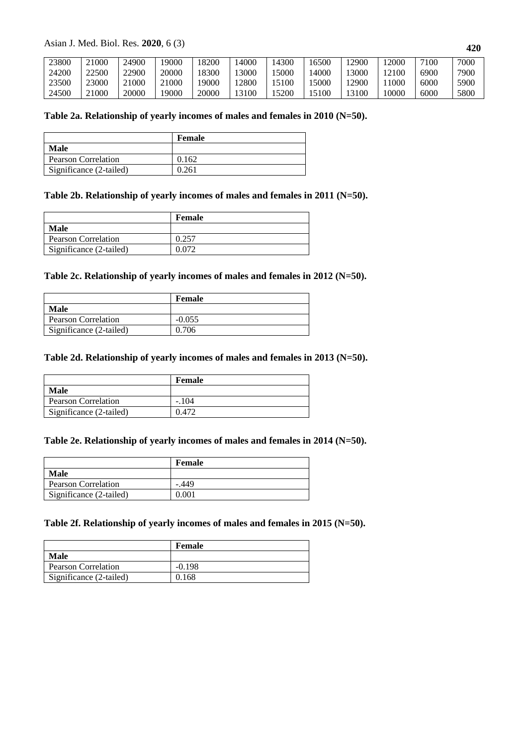| 23800 | 21000 | 24900 | 19000 | 18200 | 14000 | 14300 | 16500 | 12900 | 12000 | 7100 | 7000 |
|---|---|---|---|---|---|---|---|---|---|---|---|
| 24200 | 22500 | 22900 | 20000 | 18300 | 13000 | 15000 | 14000 | 13000 | 12100 | 6900 | 7900 |
| 23500 | 23000 | 21000 | 21000 | 19000 | 12800 | 15100 | 15000 | 12900 | 11000 | 6000 | 5900 |
| 24500 | 21000 | 20000 | 19000 | 20000 | 13100 | 15200 | 15100 | 13100 | 10000 | 6000 | 5800 |

**Table 2a. Relationship of yearly incomes of males and females in 2010 (N=50).**

| | **Female** |
|---|---|
| **Male** | |
| Pearson Correlation | 0.162 |
| Significance (2-tailed) | 0.261 |

**Table 2b. Relationship of yearly incomes of males and females in 2011 (N=50).**

| | **Female** |
|---|---|
| **Male** | |
| Pearson Correlation | 0.257 |
| Significance (2-tailed) | 0.072 |

**Table 2c. Relationship of yearly incomes of males and females in 2012 (N=50).**

| | **Female** |
|---|---|
| **Male** | |
| Pearson Correlation | -0.055 |
| Significance (2-tailed) | 0.706 |

**Table 2d. Relationship of yearly incomes of males and females in 2013 (N=50).**

| | **Female** |
|---|---|
| **Male** | |
| Pearson Correlation | -.104 |
| Significance (2-tailed) | 0.472 |

**Table 2e. Relationship of yearly incomes of males and females in 2014 (N=50).**

| | **Female** |
|---|---|
| **Male** | |
| Pearson Correlation | -.449 |
| Significance (2-tailed) | 0.001 |

**Table 2f. Relationship of yearly incomes of males and females in 2015 (N=50).**

| | **Female** |
|---|---|
| **Male** | |
| Pearson Correlation | -0.198 |
| Significance (2-tailed) | 0.168 |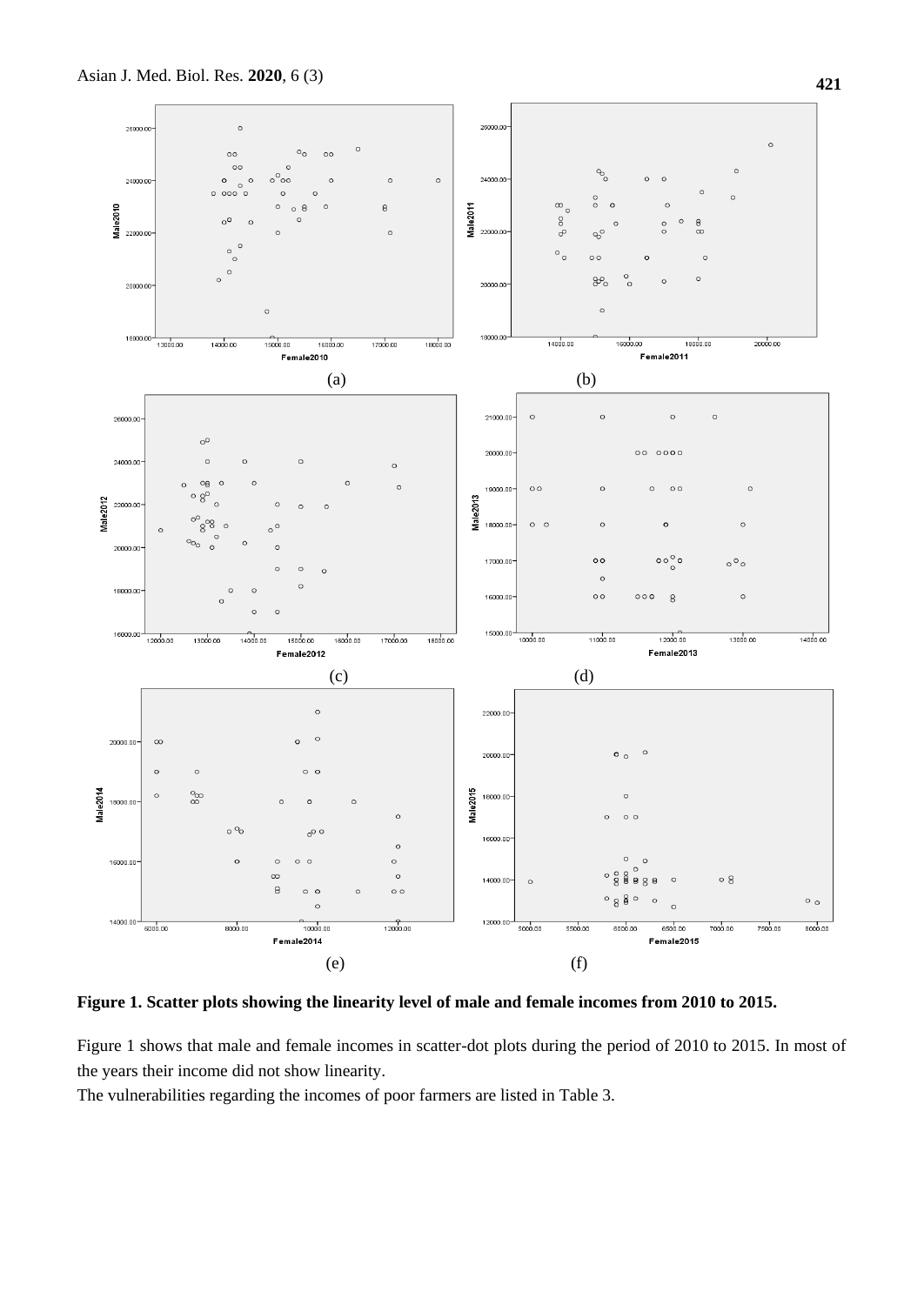(a) (b)

(c) (d)

(e) (f)

**Figure 1. Scatter plots showing the linearity level of male and female incomes from 2010 to 2015.**

Figure 1 shows that male and female incomes in scatter-dot plots during the period of 2010 to 2015. In most of the years their income did not show linearity.

The vulnerabilities regarding the incomes of poor farmers are listed in Table 3.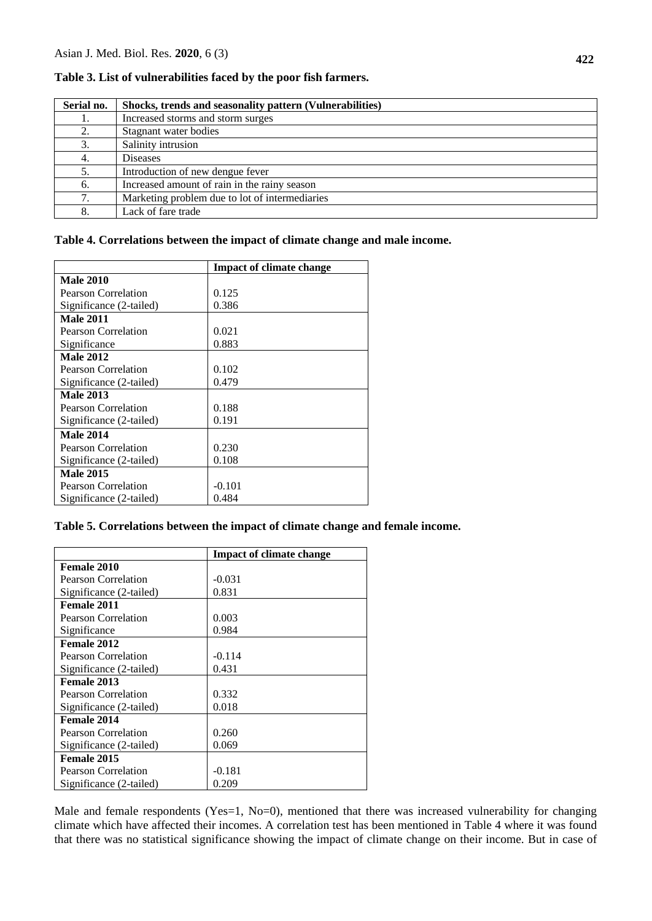**Table 3. List of vulnerabilities faced by the poor fish farmers.**

| Serial no. | Shocks, trends and seasonality pattern (Vulnerabilities) |
|---|---|
| 1. | Increased storms and storm surges |
| 2. | Stagnant water bodies |
| 3. | Salinity intrusion |
| 4. | Diseases |
| 5. | Introduction of new dengue fever |
| 6. | Increased amount of rain in the rainy season |
| 7. | Marketing problem due to lot of intermediaries |
| 8. | Lack of fare trade |

**Table 4. Correlations between the impact of climate change and male income.**

| | Impact of climate change |
|---|---|
| **Male 2010** | |
| Pearson Correlation | 0.125 |
| Significance (2-tailed) | 0.386 |
| **Male 2011** | |
| Pearson Correlation | 0.021 |
| Significance | 0.883 |
| **Male 2012** | |
| Pearson Correlation | 0.102 |
| Significance (2-tailed) | 0.479 |
| **Male 2013** | |
| Pearson Correlation | 0.188 |
| Significance (2-tailed) | 0.191 |
| **Male 2014** | |
| Pearson Correlation | 0.230 |
| Significance (2-tailed) | 0.108 |
| **Male 2015** | |
| Pearson Correlation | -0.101 |
| Significance (2-tailed) | 0.484 |

**Table 5. Correlations between the impact of climate change and female income.**

| | Impact of climate change |
|---|---|
| **Female 2010** | |
| Pearson Correlation | -0.031 |
| Significance (2-tailed) | 0.831 |
| **Female 2011** | |
| Pearson Correlation | 0.003 |
| Significance | 0.984 |
| **Female 2012** | |
| Pearson Correlation | -0.114 |
| Significance (2-tailed) | 0.431 |
| **Female 2013** | |
| Pearson Correlation | 0.332 |
| Significance (2-tailed) | 0.018 |
| **Female 2014** | |
| Pearson Correlation | 0.260 |
| Significance (2-tailed) | 0.069 |
| **Female 2015** | |
| Pearson Correlation | -0.181 |
| Significance (2-tailed) | 0.209 |

Male and female respondents (Yes=1, No=0), mentioned that there was increased vulnerability for changing climate which have affected their incomes. A correlation test has been mentioned in Table 4 where it was found that there was no statistical significance showing the impact of climate change on their income. But in case of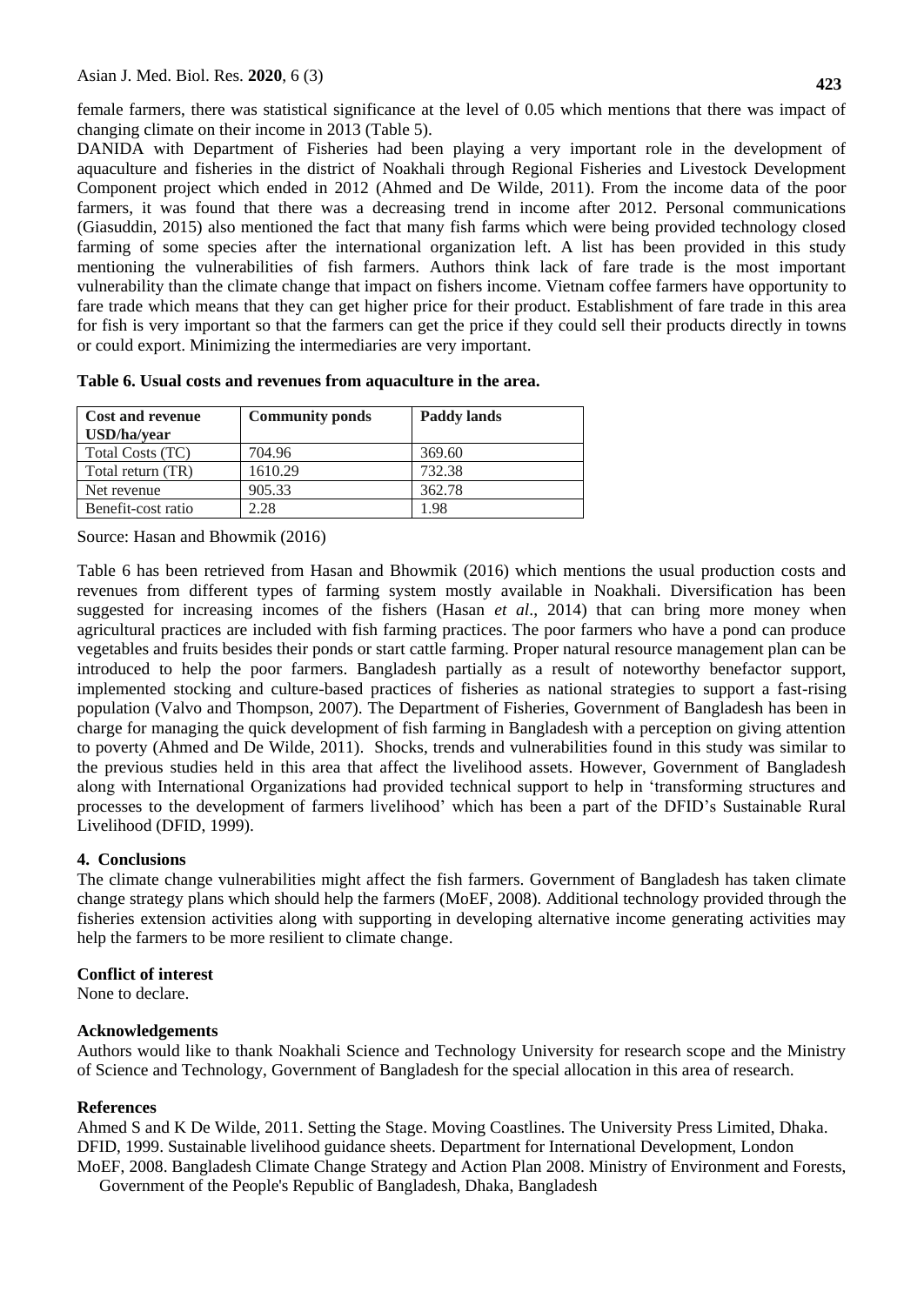female farmers, there was statistical significance at the level of 0.05 which mentions that there was impact of changing climate on their income in 2013 (Table 5).

DANIDA with Department of Fisheries had been playing a very important role in the development of aquaculture and fisheries in the district of Noakhali through Regional Fisheries and Livestock Development Component project which ended in 2012 (Ahmed and De Wilde, 2011). From the income data of the poor farmers, it was found that there was a decreasing trend in income after 2012. Personal communications (Giasuddin, 2015) also mentioned the fact that many fish farms which were being provided technology closed farming of some species after the international organization left. A list has been provided in this study mentioning the vulnerabilities of fish farmers. Authors think lack of fare trade is the most important vulnerability than the climate change that impact on fishers income. Vietnam coffee farmers have opportunity to fare trade which means that they can get higher price for their product. Establishment of fare trade in this area for fish is very important so that the farmers can get the price if they could sell their products directly in towns or could export. Minimizing the intermediaries are very important.

**Table 6. Usual costs and revenues from aquaculture in the area.**

| Cost and revenue USD/ha/year | Community ponds | Paddy lands |
|---|---|---|
| Total Costs (TC) | 704.96 | 369.60 |
| Total return (TR) | 1610.29 | 732.38 |
| Net revenue | 905.33 | 362.78 |
| Benefit-cost ratio | 2.28 | 1.98 |

Source: Hasan and Bhowmik (2016)

Table 6 has been retrieved from Hasan and Bhowmik (2016) which mentions the usual production costs and revenues from different types of farming system mostly available in Noakhali. Diversification has been suggested for increasing incomes of the fishers (Hasan *et al*., 2014) that can bring more money when agricultural practices are included with fish farming practices. The poor farmers who have a pond can produce vegetables and fruits besides their ponds or start cattle farming. Proper natural resource management plan can be introduced to help the poor farmers. Bangladesh partially as a result of noteworthy benefactor support, implemented stocking and culture-based practices of fisheries as national strategies to support a fast-rising population (Valvo and Thompson, 2007). The Department of Fisheries, Government of Bangladesh has been in charge for managing the quick development of fish farming in Bangladesh with a perception on giving attention to poverty (Ahmed and De Wilde, 2011). Shocks, trends and vulnerabilities found in this study was similar to the previous studies held in this area that affect the livelihood assets. However, Government of Bangladesh along with International Organizations had provided technical support to help in 'transforming structures and processes to the development of farmers livelihood' which has been a part of the DFID's Sustainable Rural Livelihood (DFID, 1999).

## 4. Conclusions

The climate change vulnerabilities might affect the fish farmers. Government of Bangladesh has taken climate change strategy plans which should help the farmers (MoEF, 2008). Additional technology provided through the fisheries extension activities along with supporting in developing alternative income generating activities may help the farmers to be more resilient to climate change.

## Conflict of interest

None to declare.

## Acknowledgements

Authors would like to thank Noakhali Science and Technology University for research scope and the Ministry of Science and Technology, Government of Bangladesh for the special allocation in this area of research.

## References

Ahmed S and K De Wilde, 2011. Setting the Stage. Moving Coastlines. The University Press Limited, Dhaka.

DFID, 1999. Sustainable livelihood guidance sheets. Department for International Development, London

MoEF, 2008. Bangladesh Climate Change Strategy and Action Plan 2008. Ministry of Environment and Forests, Government of the People's Republic of Bangladesh, Dhaka, Bangladesh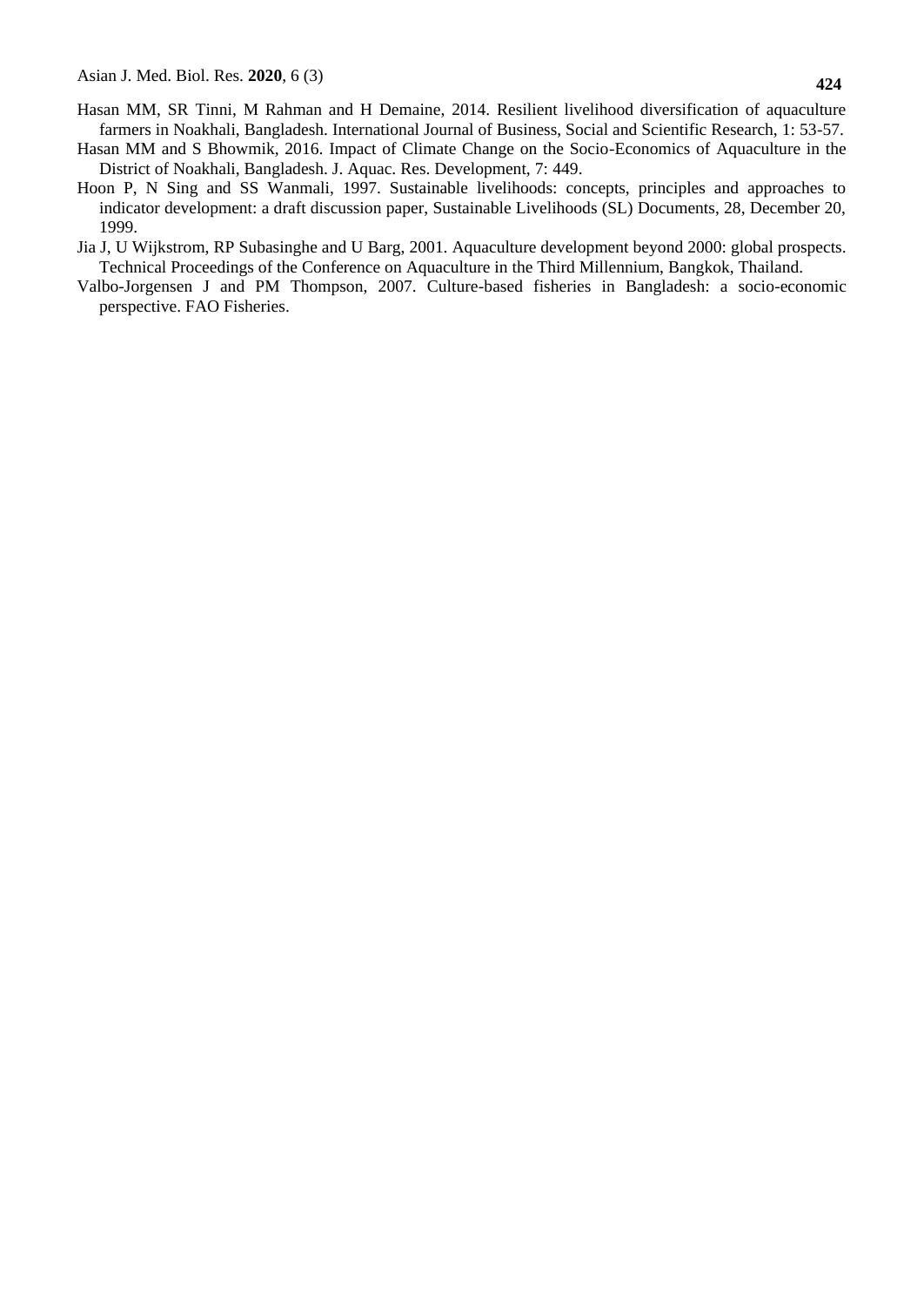Hasan MM, SR Tinni, M Rahman and H Demaine, 2014. Resilient livelihood diversification of aquaculture farmers in Noakhali, Bangladesh. International Journal of Business, Social and Scientific Research, 1: 53-57.

Hasan MM and S Bhowmik, 2016. Impact of Climate Change on the Socio-Economics of Aquaculture in the District of Noakhali, Bangladesh. J. Aquac. Res. Development, 7: 449.

Hoon P, N Sing and SS Wanmali, 1997. Sustainable livelihoods: concepts, principles and approaches to indicator development: a draft discussion paper, Sustainable Livelihoods (SL) Documents, 28, December 20, 1999.

Jia J, U Wijkstrom, RP Subasinghe and U Barg, 2001. Aquaculture development beyond 2000: global prospects. Technical Proceedings of the Conference on Aquaculture in the Third Millennium, Bangkok, Thailand.

Valbo-Jorgensen J and PM Thompson, 2007. Culture-based fisheries in Bangladesh: a socio-economic perspective. FAO Fisheries.